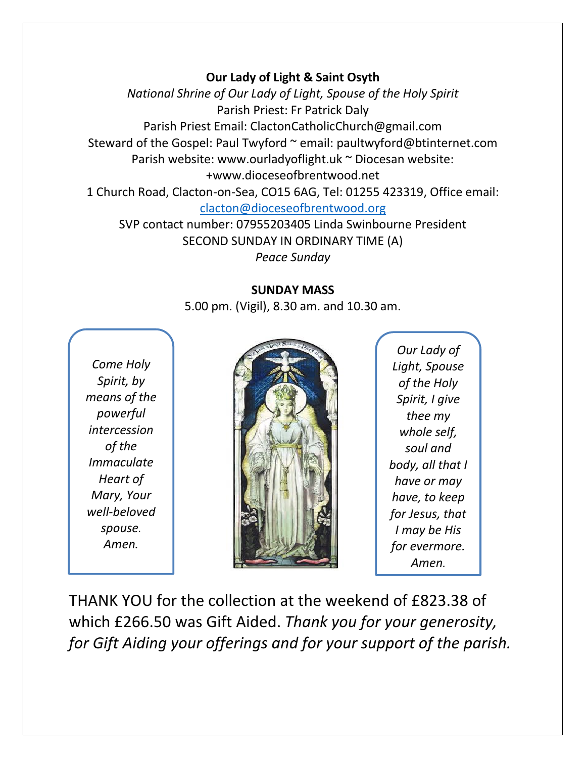**Our Lady of Light & Saint Osyth**

*National Shrine of Our Lady of Light, Spouse of the Holy Spirit*

Parish Priest: Fr Patrick Daly

Parish Priest Email: ClactonCatholicChurch@gmail.com

Steward of the Gospel: Paul Twyford ~ email: paultwyford@btinternet.com

Parish website: www.ourladyoflight.uk ~ Diocesan website: +www.dioceseofbrentwood.net

1 Church Road, Clacton-on-Sea, CO15 6AG, Tel: 01255 423319, Office email: clacton@dioceseofbrentwood.org

SVP contact number: 07955203405 Linda Swinbourne President

SECOND SUNDAY IN ORDINARY TIME (A)

*Peace Sunday*

**SUNDAY MASS**

5.00 pm. (Vigil), 8.30 am. and 10.30 am.

*Come Holy Spirit, by means of the powerful intercession of the Immaculate Heart of Mary, Your well-beloved spouse. Amen.*

*Our Lady of Light, Spouse of the Holy Spirit, I give thee my whole self, soul and body, all that I have or may have, to keep for Jesus, that I may be His for evermore. Amen.*

THANK YOU for the collection at the weekend of £823.38 of which £266.50 was Gift Aided. *Thank you for your generosity, for Gift Aiding your offerings and for your support of the parish.*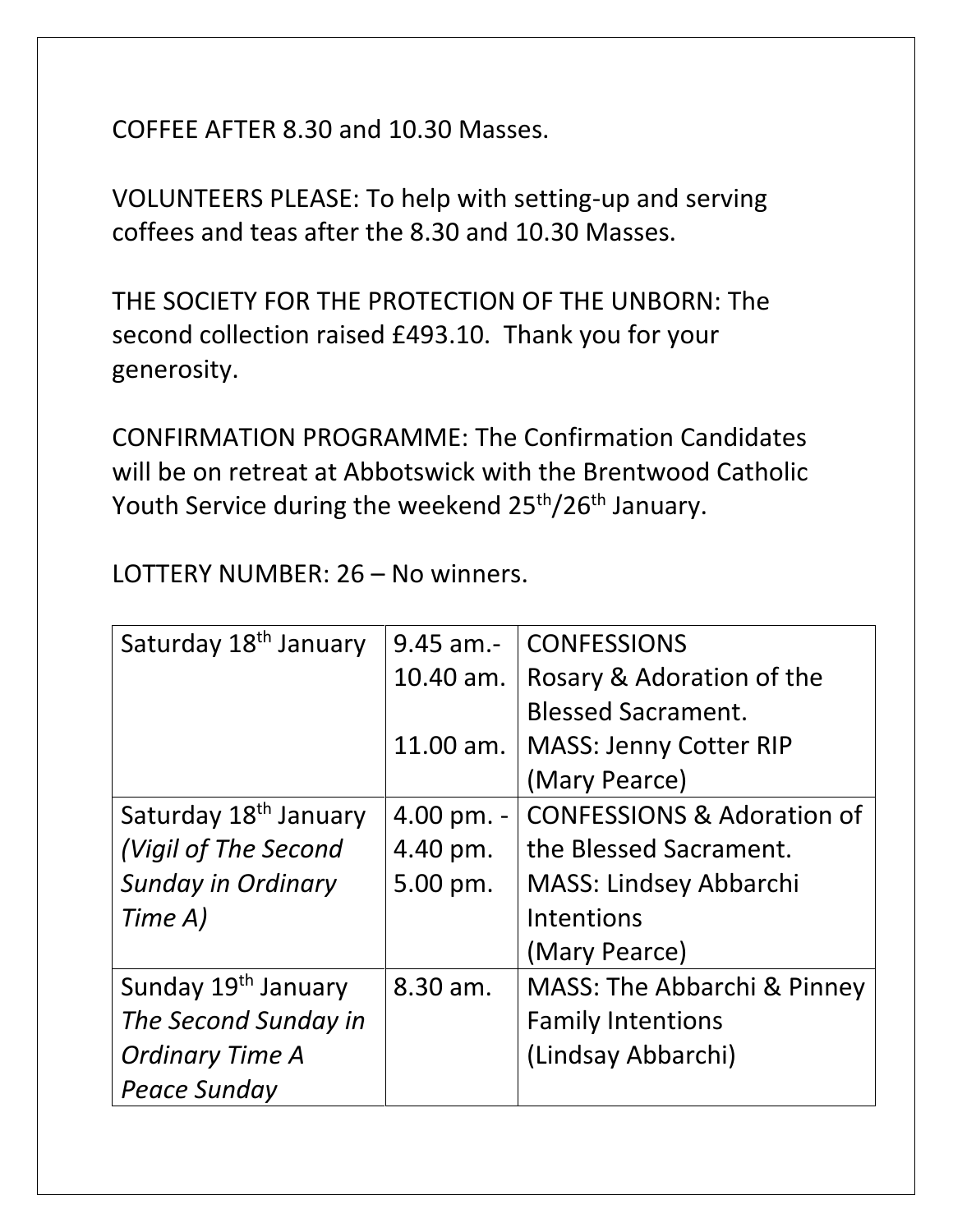COFFEE AFTER 8.30 and 10.30 Masses.

VOLUNTEERS PLEASE: To help with setting-up and serving coffees and teas after the 8.30 and 10.30 Masses.

THE SOCIETY FOR THE PROTECTION OF THE UNBORN: The second collection raised £493.10. Thank you for your generosity.

CONFIRMATION PROGRAMME: The Confirmation Candidates will be on retreat at Abbotswick with the Brentwood Catholic Youth Service during the weekend 25th/26th January.

LOTTERY NUMBER: 26 – No winners.

| | | |
|---|---|---|
| Saturday 18th January | 9.45 am.-<br>10.40 am.<br><br>11.00 am. | CONFESSIONS<br>Rosary & Adoration of the Blessed Sacrament.<br>MASS: Jenny Cotter RIP<br>(Mary Pearce) |
| Saturday 18th January<br>*(Vigil of The Second Sunday in Ordinary Time A)* | 4.00 pm. -<br>4.40 pm.<br>5.00 pm. | CONFESSIONS & Adoration of the Blessed Sacrament.<br>MASS: Lindsey Abbarchi Intentions<br>(Mary Pearce) |
| Sunday 19th January<br>*The Second Sunday in Ordinary Time A*<br>*Peace Sunday* | 8.30 am. | MASS: The Abbarchi & Pinney Family Intentions<br>(Lindsay Abbarchi) |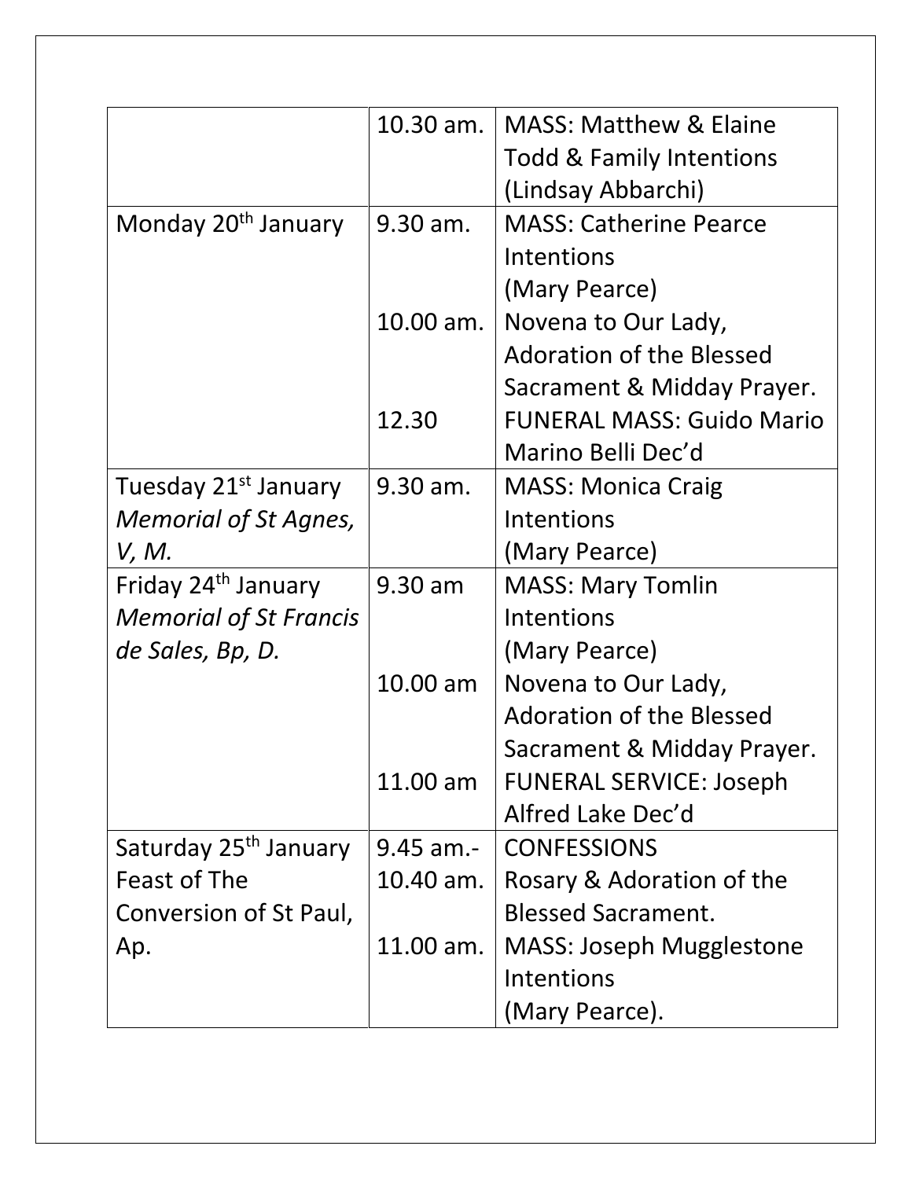| | | |
|---|---|---|
| | 10.30 am. | MASS: Matthew & Elaine Todd & Family Intentions (Lindsay Abbarchi) |
| Monday 20th January | 9.30 am.<br><br><br>10.00 am.<br><br><br>12.30 | MASS: Catherine Pearce Intentions (Mary Pearce)<br>Novena to Our Lady, Adoration of the Blessed Sacrament & Midday Prayer.<br>FUNERAL MASS: Guido Mario Marino Belli Dec'd |
| Tuesday 21st January *Memorial of St Agnes, V, M.* | 9.30 am. | MASS: Monica Craig Intentions (Mary Pearce) |
| Friday 24th January *Memorial of St Francis de Sales, Bp, D.* | 9.30 am<br><br><br>10.00 am<br><br><br>11.00 am | MASS: Mary Tomlin Intentions (Mary Pearce)<br>Novena to Our Lady, Adoration of the Blessed Sacrament & Midday Prayer.<br>FUNERAL SERVICE: Joseph Alfred Lake Dec'd |
| Saturday 25th January Feast of The Conversion of St Paul, Ap. | 9.45 am.-<br>10.40 am.<br><br>11.00 am. | CONFESSIONS<br>Rosary & Adoration of the Blessed Sacrament.<br>MASS: Joseph Mugglestone Intentions (Mary Pearce). |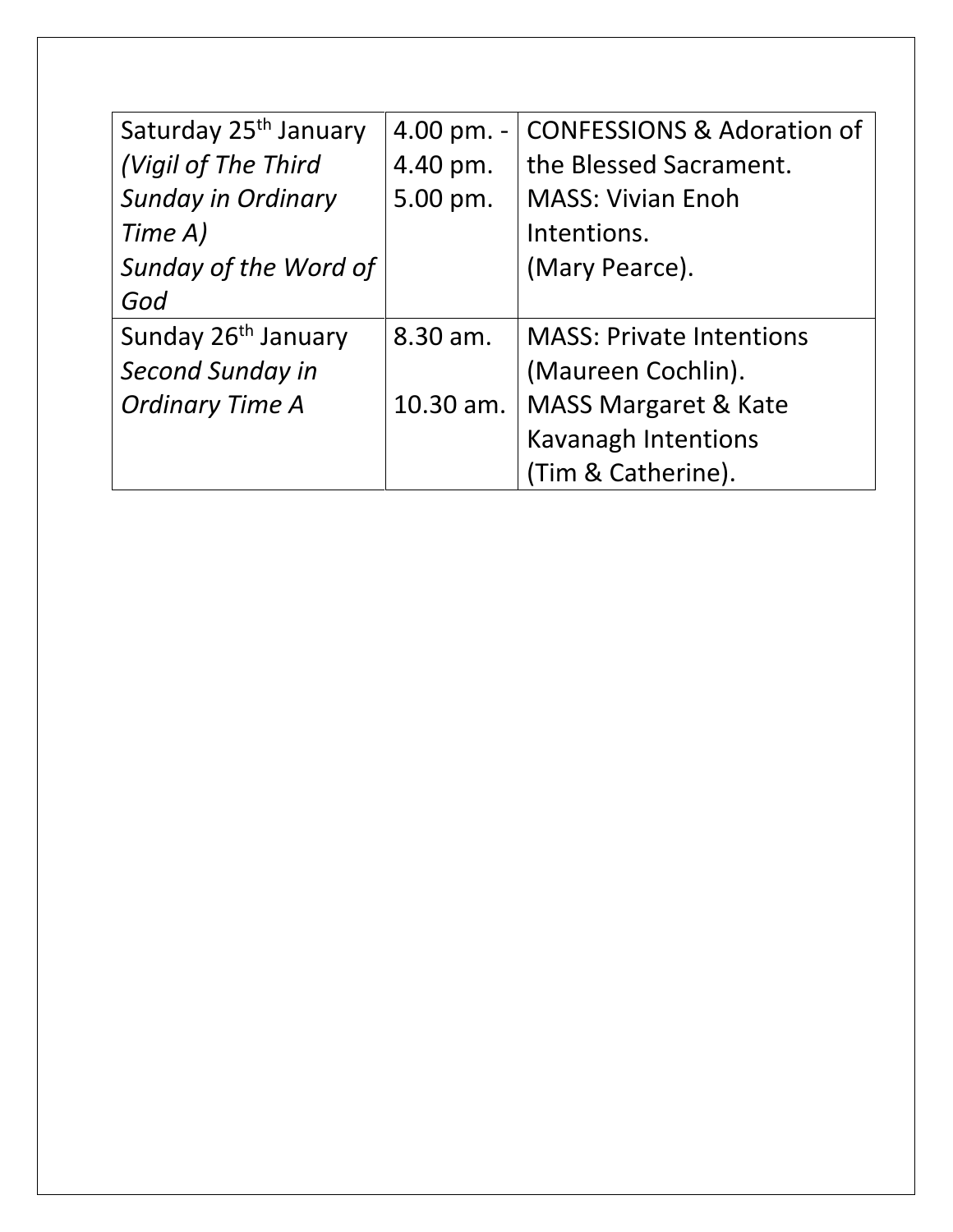| | | |
|---|---|---|
| Saturday 25th January *(Vigil of The Third Sunday in Ordinary Time A)* *Sunday of the Word of God* | 4.00 pm. - 4.40 pm. 5.00 pm. | CONFESSIONS & Adoration of the Blessed Sacrament. MASS: Vivian Enoh Intentions. (Mary Pearce). |
| Sunday 26th January *Second Sunday in Ordinary Time A* | 8.30 am. 10.30 am. | MASS: Private Intentions (Maureen Cochlin). MASS Margaret & Kate Kavanagh Intentions (Tim & Catherine). |